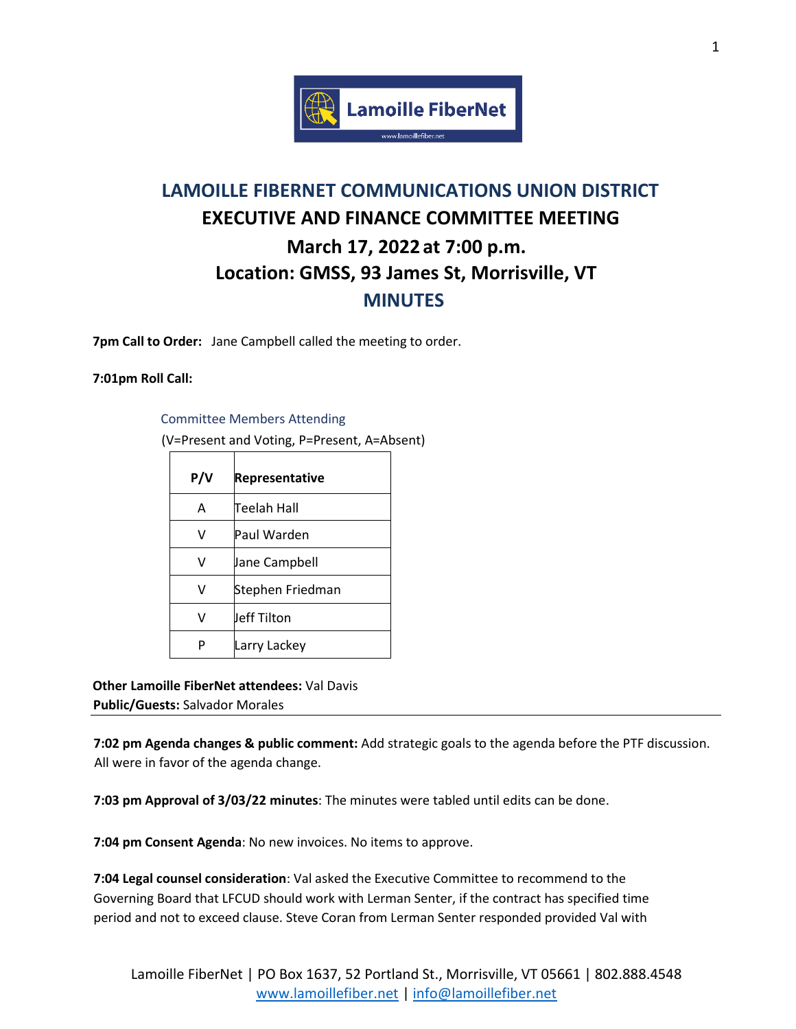# LAMOILLE FIBERNET COMMUNICATIONS UNION DISTRICT

## EXECUTIVE AND FINANCE COMMITTEE MEETING

## March 17, 2022 at 7:00 p.m.

## Location: GMSS, 93 James St, Morrisville, VT

## MINUTES

**7pm Call to Order:** Jane Campbell called the meeting to order.

**7:01pm Roll Call:**

Committee Members Attending

(V=Present and Voting, P=Present, A=Absent)

| P/V | Representative |
|---|---|
| A | Teelah Hall |
| V | Paul Warden |
| V | Jane Campbell |
| V | Stephen Friedman |
| V | Jeff Tilton |
| P | Larry Lackey |

**Other Lamoille FiberNet attendees:** Val Davis
**Public/Guests:** Salvador Morales

---

**7:02 pm Agenda changes & public comment:** Add strategic goals to the agenda before the PTF discussion. All were in favor of the agenda change.

**7:03 pm Approval of 3/03/22 minutes**: The minutes were tabled until edits can be done.

**7:04 pm Consent Agenda**: No new invoices. No items to approve.

**7:04 Legal counsel consideration**: Val asked the Executive Committee to recommend to the Governing Board that LFCUD should work with Lerman Senter, if the contract has specified time period and not to exceed clause. Steve Coran from Lerman Senter responded provided Val with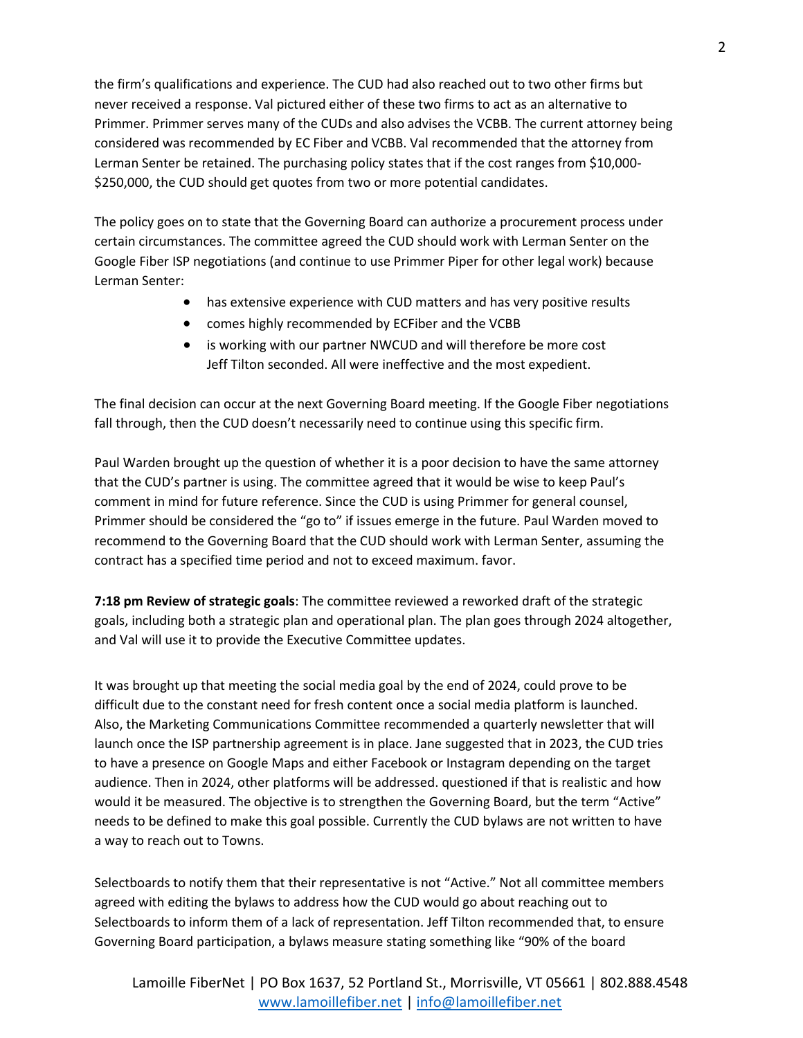the firm's qualifications and experience. The CUD had also reached out to two other firms but never received a response. Val pictured either of these two firms to act as an alternative to Primmer. Primmer serves many of the CUDs and also advises the VCBB. The current attorney being considered was recommended by EC Fiber and VCBB. Val recommended that the attorney from Lerman Senter be retained. The purchasing policy states that if the cost ranges from $10,000-$250,000, the CUD should get quotes from two or more potential candidates.

The policy goes on to state that the Governing Board can authorize a procurement process under certain circumstances. The committee agreed the CUD should work with Lerman Senter on the Google Fiber ISP negotiations (and continue to use Primmer Piper for other legal work) because Lerman Senter:

- has extensive experience with CUD matters and has very positive results
- comes highly recommended by ECFiber and the VCBB
- is working with our partner NWCUD and will therefore be more cost
  Jeff Tilton seconded. All were ineffective and the most expedient.

The final decision can occur at the next Governing Board meeting. If the Google Fiber negotiations fall through, then the CUD doesn't necessarily need to continue using this specific firm.

Paul Warden brought up the question of whether it is a poor decision to have the same attorney that the CUD's partner is using. The committee agreed that it would be wise to keep Paul's comment in mind for future reference. Since the CUD is using Primmer for general counsel, Primmer should be considered the "go to" if issues emerge in the future. Paul Warden moved to recommend to the Governing Board that the CUD should work with Lerman Senter, assuming the contract has a specified time period and not to exceed maximum. favor.

**7:18 pm Review of strategic goals**: The committee reviewed a reworked draft of the strategic goals, including both a strategic plan and operational plan. The plan goes through 2024 altogether, and Val will use it to provide the Executive Committee updates.

It was brought up that meeting the social media goal by the end of 2024, could prove to be difficult due to the constant need for fresh content once a social media platform is launched. Also, the Marketing Communications Committee recommended a quarterly newsletter that will launch once the ISP partnership agreement is in place. Jane suggested that in 2023, the CUD tries to have a presence on Google Maps and either Facebook or Instagram depending on the target audience. Then in 2024, other platforms will be addressed. questioned if that is realistic and how would it be measured. The objective is to strengthen the Governing Board, but the term "Active" needs to be defined to make this goal possible. Currently the CUD bylaws are not written to have a way to reach out to Towns.

Selectboards to notify them that their representative is not "Active." Not all committee members agreed with editing the bylaws to address how the CUD would go about reaching out to Selectboards to inform them of a lack of representation. Jeff Tilton recommended that, to ensure Governing Board participation, a bylaws measure stating something like "90% of the board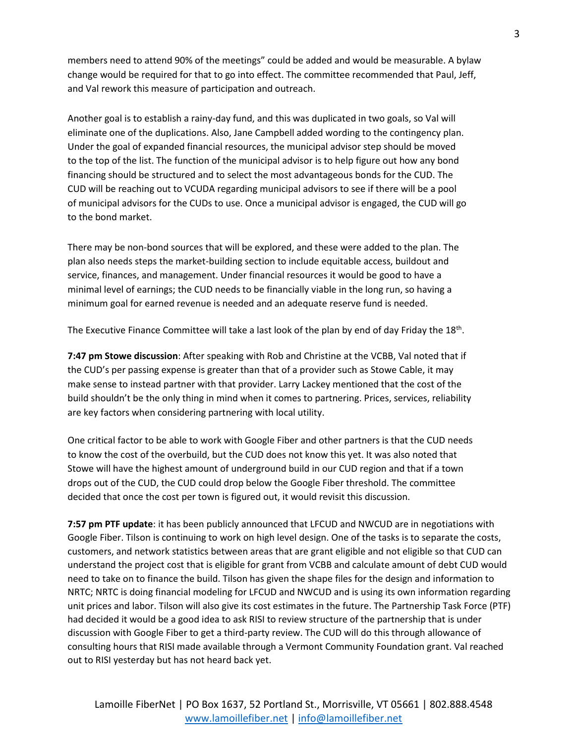members need to attend 90% of the meetings" could be added and would be measurable. A bylaw change would be required for that to go into effect. The committee recommended that Paul, Jeff, and Val rework this measure of participation and outreach.

Another goal is to establish a rainy-day fund, and this was duplicated in two goals, so Val will eliminate one of the duplications. Also, Jane Campbell added wording to the contingency plan. Under the goal of expanded financial resources, the municipal advisor step should be moved to the top of the list. The function of the municipal advisor is to help figure out how any bond financing should be structured and to select the most advantageous bonds for the CUD. The CUD will be reaching out to VCUDA regarding municipal advisors to see if there will be a pool of municipal advisors for the CUDs to use. Once a municipal advisor is engaged, the CUD will go to the bond market.

There may be non-bond sources that will be explored, and these were added to the plan. The plan also needs steps the market-building section to include equitable access, buildout and service, finances, and management. Under financial resources it would be good to have a minimal level of earnings; the CUD needs to be financially viable in the long run, so having a minimum goal for earned revenue is needed and an adequate reserve fund is needed.

The Executive Finance Committee will take a last look of the plan by end of day Friday the 18th.

**7:47 pm Stowe discussion**: After speaking with Rob and Christine at the VCBB, Val noted that if the CUD's per passing expense is greater than that of a provider such as Stowe Cable, it may make sense to instead partner with that provider. Larry Lackey mentioned that the cost of the build shouldn't be the only thing in mind when it comes to partnering. Prices, services, reliability are key factors when considering partnering with local utility.

One critical factor to be able to work with Google Fiber and other partners is that the CUD needs to know the cost of the overbuild, but the CUD does not know this yet. It was also noted that Stowe will have the highest amount of underground build in our CUD region and that if a town drops out of the CUD, the CUD could drop below the Google Fiber threshold. The committee decided that once the cost per town is figured out, it would revisit this discussion.

**7:57 pm PTF update**: it has been publicly announced that LFCUD and NWCUD are in negotiations with Google Fiber. Tilson is continuing to work on high level design. One of the tasks is to separate the costs, customers, and network statistics between areas that are grant eligible and not eligible so that CUD can understand the project cost that is eligible for grant from VCBB and calculate amount of debt CUD would need to take on to finance the build. Tilson has given the shape files for the design and information to NRTC; NRTC is doing financial modeling for LFCUD and NWCUD and is using its own information regarding unit prices and labor. Tilson will also give its cost estimates in the future. The Partnership Task Force (PTF) had decided it would be a good idea to ask RISI to review structure of the partnership that is under discussion with Google Fiber to get a third-party review. The CUD will do this through allowance of consulting hours that RISI made available through a Vermont Community Foundation grant. Val reached out to RISI yesterday but has not heard back yet.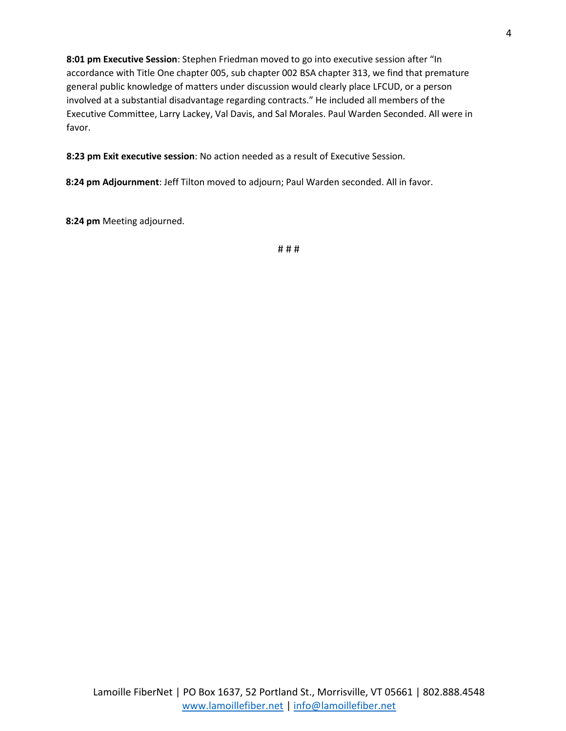**8:01 pm Executive Session**: Stephen Friedman moved to go into executive session after "In accordance with Title One chapter 005, sub chapter 002 BSA chapter 313, we find that premature general public knowledge of matters under discussion would clearly place LFCUD, or a person involved at a substantial disadvantage regarding contracts." He included all members of the Executive Committee, Larry Lackey, Val Davis, and Sal Morales. Paul Warden Seconded. All were in favor.

**8:23 pm Exit executive session**: No action needed as a result of Executive Session.

**8:24 pm Adjournment**: Jeff Tilton moved to adjourn; Paul Warden seconded. All in favor.

**8:24 pm** Meeting adjourned.

# # #

Lamoille FiberNet | PO Box 1637, 52 Portland St., Morrisville, VT 05661 | 802.888.4548
www.lamoillefiber.net | info@lamoillefiber.net